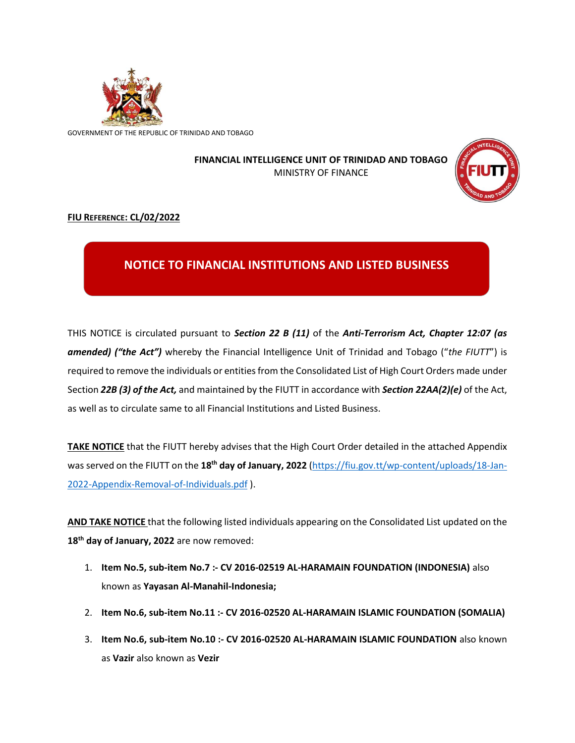GOVERNMENT OF THE REPUBLIC OF TRINIDAD AND TOBAGO

**FINANCIAL INTELLIGENCE UNIT OF TRINIDAD AND TOBAGO**
MINISTRY OF FINANCE

**FIU REFERENCE: CL/02/2022**

# NOTICE TO FINANCIAL INSTITUTIONS AND LISTED BUSINESS

THIS NOTICE is circulated pursuant to ***Section 22 B (11)*** of the ***Anti-Terrorism Act, Chapter 12:07 (as amended) ("the Act")*** whereby the Financial Intelligence Unit of Trinidad and Tobago ("*the FIUTT*") is required to remove the individuals or entities from the Consolidated List of High Court Orders made under Section ***22B (3) of the Act,*** and maintained by the FIUTT in accordance with ***Section 22AA(2)(e)*** of the Act, as well as to circulate same to all Financial Institutions and Listed Business.

**TAKE NOTICE** that the FIUTT hereby advises that the High Court Order detailed in the attached Appendix was served on the FIUTT on the **18th day of January, 2022** (https://fiu.gov.tt/wp-content/uploads/18-Jan-2022-Appendix-Removal-of-Individuals.pdf ).

**AND TAKE NOTICE** that the following listed individuals appearing on the Consolidated List updated on the **18th day of January, 2022** are now removed:

1. **Item No.5, sub-item No.7 :- CV 2016-02519 AL-HARAMAIN FOUNDATION (INDONESIA)** also known as **Yayasan Al-Manahil-Indonesia;**
2. **Item No.6, sub-item No.11 :- CV 2016-02520 AL-HARAMAIN ISLAMIC FOUNDATION (SOMALIA)**
3. **Item No.6, sub-item No.10 :- CV 2016-02520 AL-HARAMAIN ISLAMIC FOUNDATION** also known as **Vazir** also known as **Vezir**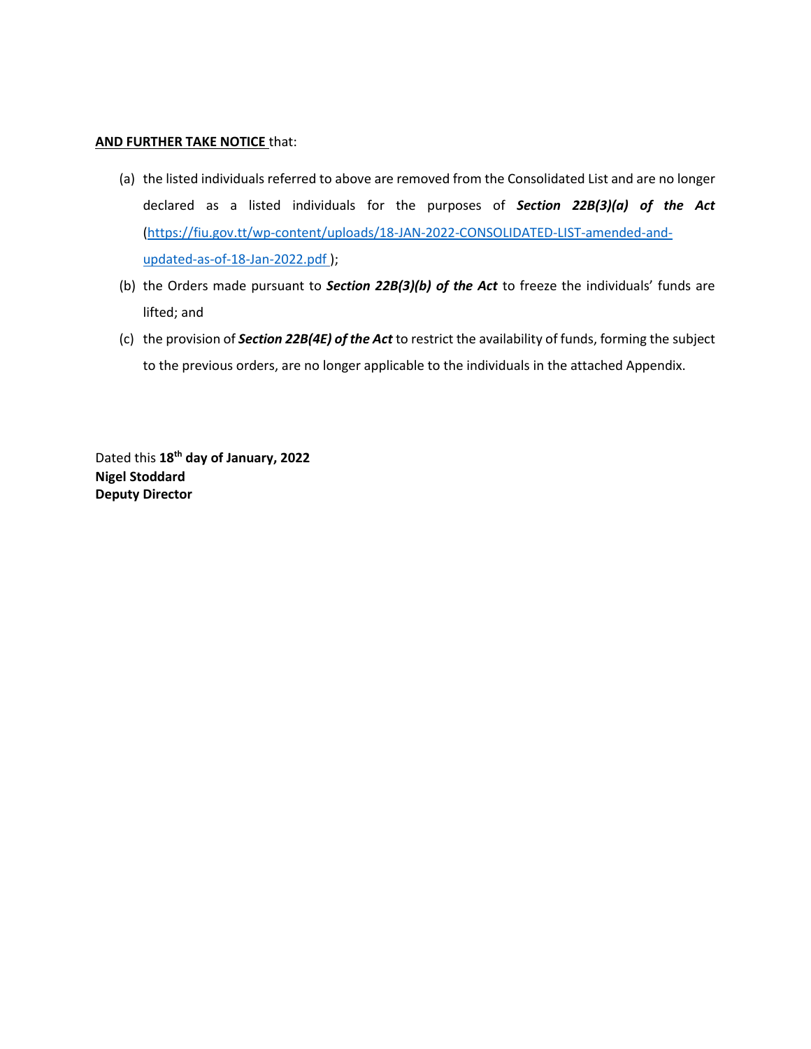**AND FURTHER TAKE NOTICE** that:

(a) the listed individuals referred to above are removed from the Consolidated List and are no longer declared as a listed individuals for the purposes of ***Section 22B(3)(a) of the Act*** ([https://fiu.gov.tt/wp-content/uploads/18-JAN-2022-CONSOLIDATED-LIST-amended-and-updated-as-of-18-Jan-2022.pdf](https://fiu.gov.tt/wp-content/uploads/18-JAN-2022-CONSOLIDATED-LIST-amended-and-updated-as-of-18-Jan-2022.pdf) );

(b) the Orders made pursuant to ***Section 22B(3)(b) of the Act*** to freeze the individuals' funds are lifted; and

(c) the provision of ***Section 22B(4E) of the Act*** to restrict the availability of funds, forming the subject to the previous orders, are no longer applicable to the individuals in the attached Appendix.

Dated this **18th day of January, 2022**
**Nigel Stoddard**
**Deputy Director**